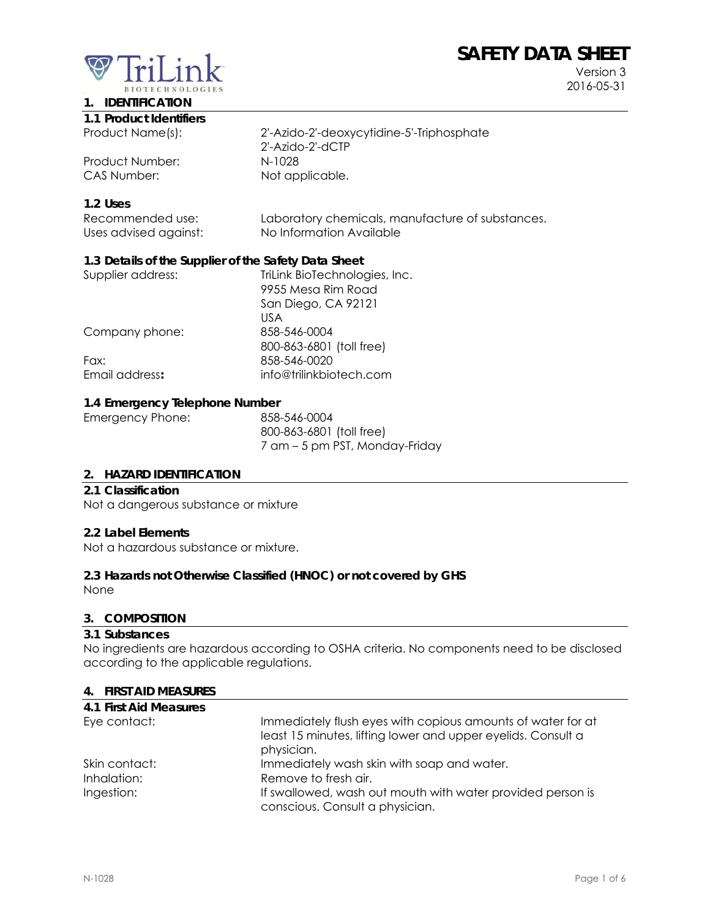# SAFETY DATA SHEET

Version 3
2016-05-31

## 1. IDENTIFICATION

### 1.1 Product Identifiers

| | |
|---|---|
| Product Name(s): | 2'-Azido-2'-deoxycytidine-5'-Triphosphate<br>2'-Azido-2'-dCTP |
| Product Number: | N-1028 |
| CAS Number: | Not applicable. |

### 1.2 Uses

| | |
|---|---|
| Recommended use: | Laboratory chemicals, manufacture of substances. |
| Uses advised against: | No Information Available |

### 1.3 Details of the Supplier of the Safety Data Sheet

| | |
|---|---|
| Supplier address: | TriLink BioTechnologies, Inc.<br>9955 Mesa Rim Road<br>San Diego, CA 92121<br>USA |
| Company phone: | 858-546-0004<br>800-863-6801 (toll free) |
| Fax: | 858-546-0020 |
| **Email address:** | info@trilinkbiotech.com |

### 1.4 Emergency Telephone Number

| | |
|---|---|
| Emergency Phone: | 858-546-0004<br>800-863-6801 (toll free)<br>7 am – 5 pm PST, Monday-Friday |

## 2. HAZARD IDENTIFICATION

### 2.1 Classification

Not a dangerous substance or mixture

### 2.2 Label Elements

Not a hazardous substance or mixture.

### 2.3 Hazards not Otherwise Classified (HNOC) or not covered by GHS

None

## 3. COMPOSITION

### 3.1 Substances

No ingredients are hazardous according to OSHA criteria. No components need to be disclosed according to the applicable regulations.

## 4. FIRST AID MEASURES

### 4.1 First Aid Measures

| | |
|---|---|
| Eye contact: | Immediately flush eyes with copious amounts of water for at least 15 minutes, lifting lower and upper eyelids. Consult a physician. |
| Skin contact: | Immediately wash skin with soap and water. |
| Inhalation: | Remove to fresh air. |
| Ingestion: | If swallowed, wash out mouth with water provided person is conscious. Consult a physician. |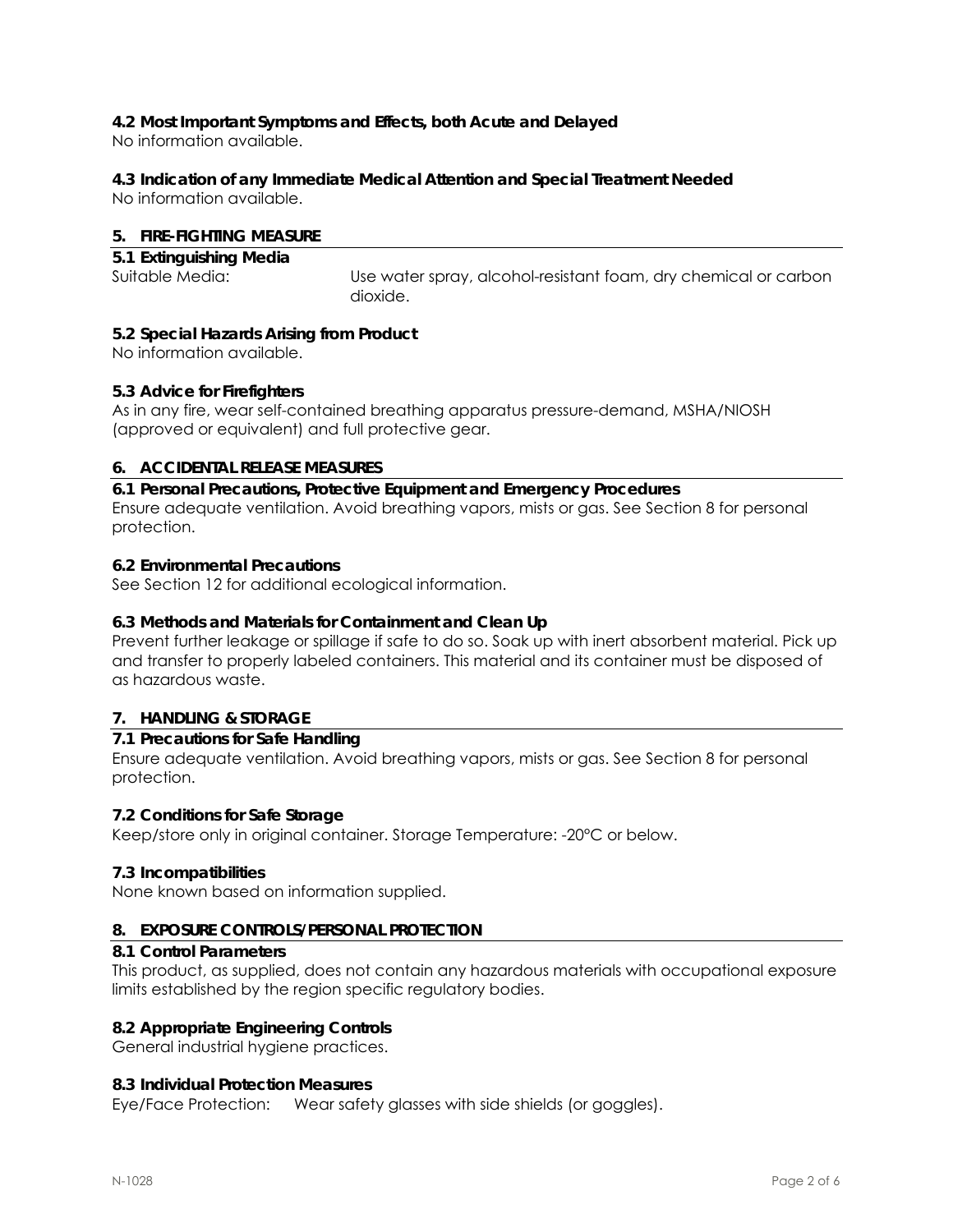### 4.2 Most Important Symptoms and Effects, both Acute and Delayed

No information available.

### 4.3 Indication of any Immediate Medical Attention and Special Treatment Needed

No information available.

## 5. FIRE-FIGHTING MEASURE

### 5.1 Extinguishing Media

Suitable Media: Use water spray, alcohol-resistant foam, dry chemical or carbon dioxide.

### 5.2 Special Hazards Arising from Product

No information available.

### 5.3 Advice for Firefighters

As in any fire, wear self-contained breathing apparatus pressure-demand, MSHA/NIOSH (approved or equivalent) and full protective gear.

## 6. ACCIDENTAL RELEASE MEASURES

### 6.1 Personal Precautions, Protective Equipment and Emergency Procedures

Ensure adequate ventilation. Avoid breathing vapors, mists or gas. See Section 8 for personal protection.

### 6.2 Environmental Precautions

See Section 12 for additional ecological information.

### 6.3 Methods and Materials for Containment and Clean Up

Prevent further leakage or spillage if safe to do so. Soak up with inert absorbent material. Pick up and transfer to properly labeled containers. This material and its container must be disposed of as hazardous waste.

## 7. HANDLING & STORAGE

### 7.1 Precautions for Safe Handling

Ensure adequate ventilation. Avoid breathing vapors, mists or gas. See Section 8 for personal protection.

### 7.2 Conditions for Safe Storage

Keep/store only in original container. Storage Temperature: -20°C or below.

### 7.3 Incompatibilities

None known based on information supplied.

## 8. EXPOSURE CONTROLS/PERSONAL PROTECTION

### 8.1 Control Parameters

This product, as supplied, does not contain any hazardous materials with occupational exposure limits established by the region specific regulatory bodies.

### 8.2 Appropriate Engineering Controls

General industrial hygiene practices.

### 8.3 Individual Protection Measures

Eye/Face Protection: Wear safety glasses with side shields (or goggles).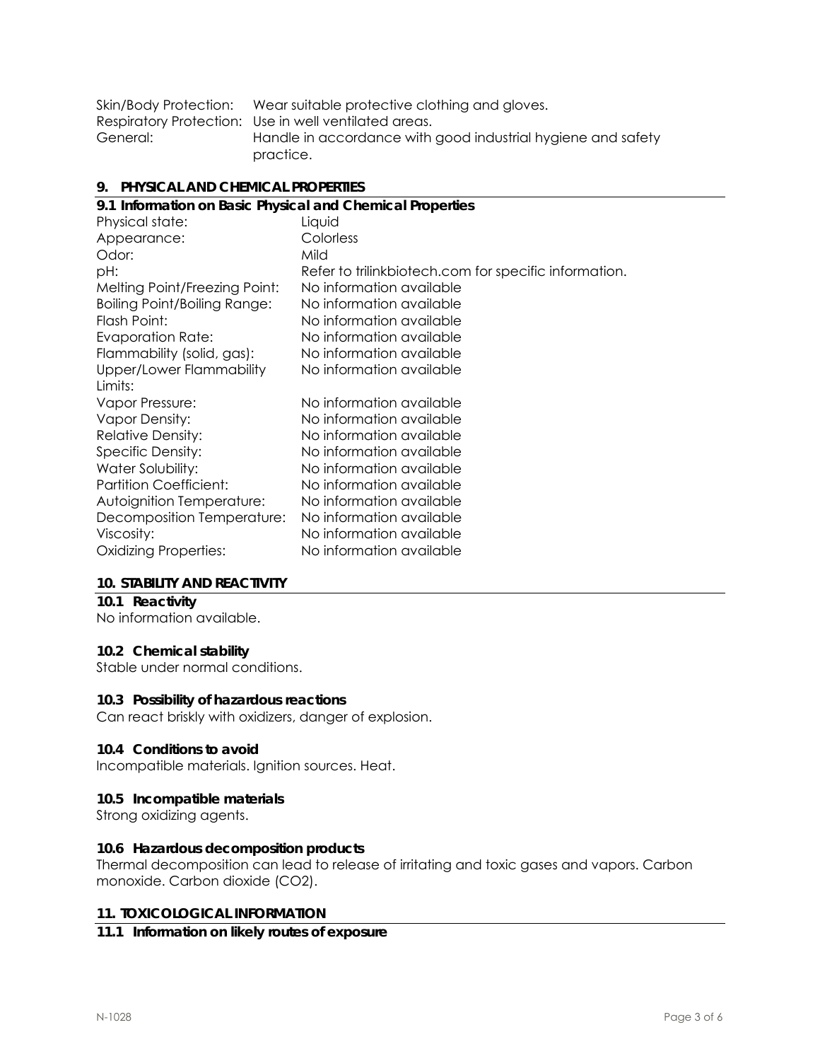| | |
|---|---|
| Skin/Body Protection: | Wear suitable protective clothing and gloves. |
| Respiratory Protection: | Use in well ventilated areas. |
| General: | Handle in accordance with good industrial hygiene and safety practice. |

## 9. PHYSICAL AND CHEMICAL PROPERTIES

### 9.1 Information on Basic Physical and Chemical Properties

| | |
|---|---|
| Physical state: | Liquid |
| Appearance: | Colorless |
| Odor: | Mild |
| pH: | Refer to trilinkbiotech.com for specific information. |
| Melting Point/Freezing Point: | No information available |
| Boiling Point/Boiling Range: | No information available |
| Flash Point: | No information available |
| Evaporation Rate: | No information available |
| Flammability (solid, gas): | No information available |
| Upper/Lower Flammability Limits: | No information available |
| Vapor Pressure: | No information available |
| Vapor Density: | No information available |
| Relative Density: | No information available |
| Specific Density: | No information available |
| Water Solubility: | No information available |
| Partition Coefficient: | No information available |
| Autoignition Temperature: | No information available |
| Decomposition Temperature: | No information available |
| Viscosity: | No information available |
| Oxidizing Properties: | No information available |

## 10. STABILITY AND REACTIVITY

### 10.1 Reactivity

No information available.

### 10.2 Chemical stability

Stable under normal conditions.

### 10.3 Possibility of hazardous reactions

Can react briskly with oxidizers, danger of explosion.

### 10.4 Conditions to avoid

Incompatible materials. Ignition sources. Heat.

### 10.5 Incompatible materials

Strong oxidizing agents.

### 10.6 Hazardous decomposition products

Thermal decomposition can lead to release of irritating and toxic gases and vapors. Carbon monoxide. Carbon dioxide ($CO_2$).

## 11. TOXICOLOGICAL INFORMATION

### 11.1 Information on likely routes of exposure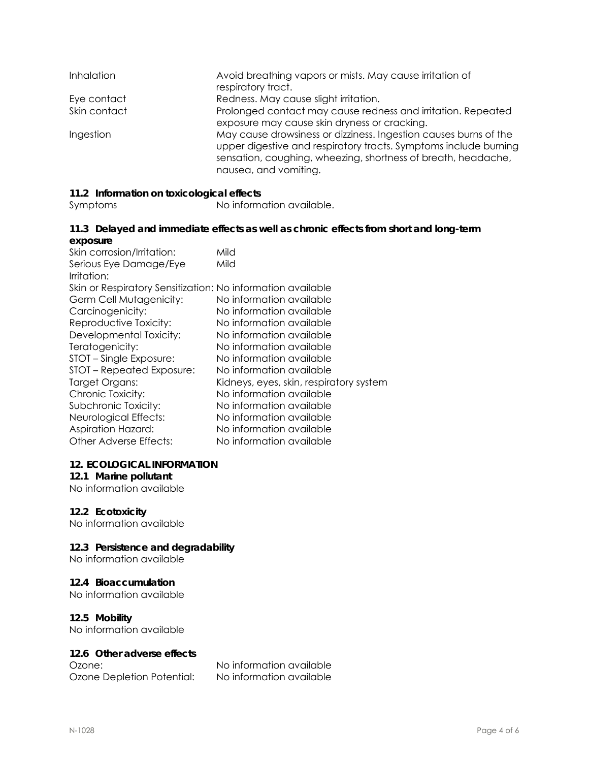| | |
|---|---|
| Inhalation | Avoid breathing vapors or mists. May cause irritation of respiratory tract. |
| Eye contact | Redness. May cause slight irritation. |
| Skin contact | Prolonged contact may cause redness and irritation. Repeated exposure may cause skin dryness or cracking. |
| Ingestion | May cause drowsiness or dizziness. Ingestion causes burns of the upper digestive and respiratory tracts. Symptoms include burning sensation, coughing, wheezing, shortness of breath, headache, nausea, and vomiting. |

### 11.2 Information on toxicological effects

Symptoms: No information available.

### 11.3 Delayed and immediate effects as well as chronic effects from short and long-term exposure

| | |
|---|---|
| Skin corrosion/Irritation: | Mild |
| Serious Eye Damage/Eye Irritation: | Mild |
| Skin or Respiratory Sensitization: | No information available |
| Germ Cell Mutagenicity: | No information available |
| Carcinogenicity: | No information available |
| Reproductive Toxicity: | No information available |
| Developmental Toxicity: | No information available |
| Teratogenicity: | No information available |
| STOT – Single Exposure: | No information available |
| STOT – Repeated Exposure: | No information available |
| Target Organs: | Kidneys, eyes, skin, respiratory system |
| Chronic Toxicity: | No information available |
| Subchronic Toxicity: | No information available |
| Neurological Effects: | No information available |
| Aspiration Hazard: | No information available |
| Other Adverse Effects: | No information available |

## 12. ECOLOGICAL INFORMATION

### 12.1 Marine pollutant

No information available

### 12.2 Ecotoxicity

No information available

### 12.3 Persistence and degradability

No information available

### 12.4 Bioaccumulation

No information available

### 12.5 Mobility

No information available

### 12.6 Other adverse effects

| | |
|---|---|
| Ozone: | No information available |
| Ozone Depletion Potential: | No information available |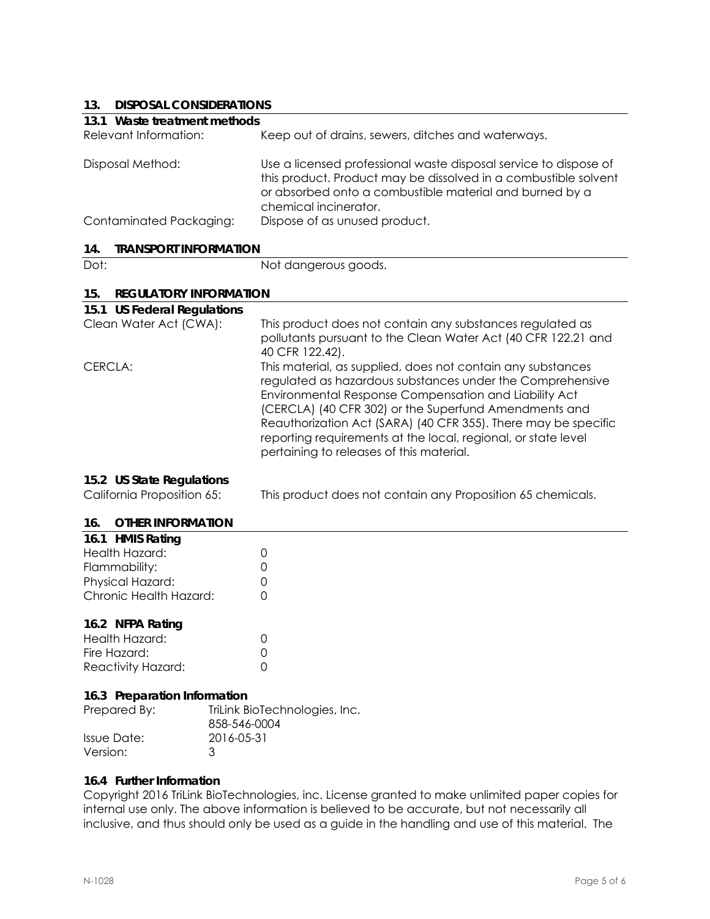## 13. DISPOSAL CONSIDERATIONS

### 13.1 Waste treatment methods

| | |
|---|---|
| Relevant Information: | Keep out of drains, sewers, ditches and waterways. |
| Disposal Method: | Use a licensed professional waste disposal service to dispose of this product. Product may be dissolved in a combustible solvent or absorbed onto a combustible material and burned by a chemical incinerator. |
| Contaminated Packaging: | Dispose of as unused product. |

## 14. TRANSPORT INFORMATION

| | |
|---|---|
| Dot: | Not dangerous goods. |

## 15. REGULATORY INFORMATION

### 15.1 US Federal Regulations

| | |
|---|---|
| Clean Water Act (CWA): | This product does not contain any substances regulated as pollutants pursuant to the Clean Water Act (40 CFR 122.21 and 40 CFR 122.42). |
| CERCLA: | This material, as supplied, does not contain any substances regulated as hazardous substances under the Comprehensive Environmental Response Compensation and Liability Act (CERCLA) (40 CFR 302) or the Superfund Amendments and Reauthorization Act (SARA) (40 CFR 355). There may be specific reporting requirements at the local, regional, or state level pertaining to releases of this material. |

### 15.2 US State Regulations

| | |
|---|---|
| California Proposition 65: | This product does not contain any Proposition 65 chemicals. |

## 16. OTHER INFORMATION

### 16.1 HMIS Rating

| | |
|---|---|
| Health Hazard: | 0 |
| Flammability: | 0 |
| Physical Hazard: | 0 |
| Chronic Health Hazard: | 0 |

### 16.2 NFPA Rating

| | |
|---|---|
| Health Hazard: | 0 |
| Fire Hazard: | 0 |
| Reactivity Hazard: | 0 |

### 16.3 Preparation Information

| | |
|---|---|
| Prepared By: | TriLink BioTechnologies, Inc.<br>858-546-0004 |
| Issue Date: | 2016-05-31 |
| Version: | 3 |

### 16.4 Further Information

Copyright 2016 TriLink BioTechnologies, inc. License granted to make unlimited paper copies for internal use only. The above information is believed to be accurate, but not necessarily all inclusive, and thus should only be used as a guide in the handling and use of this material. The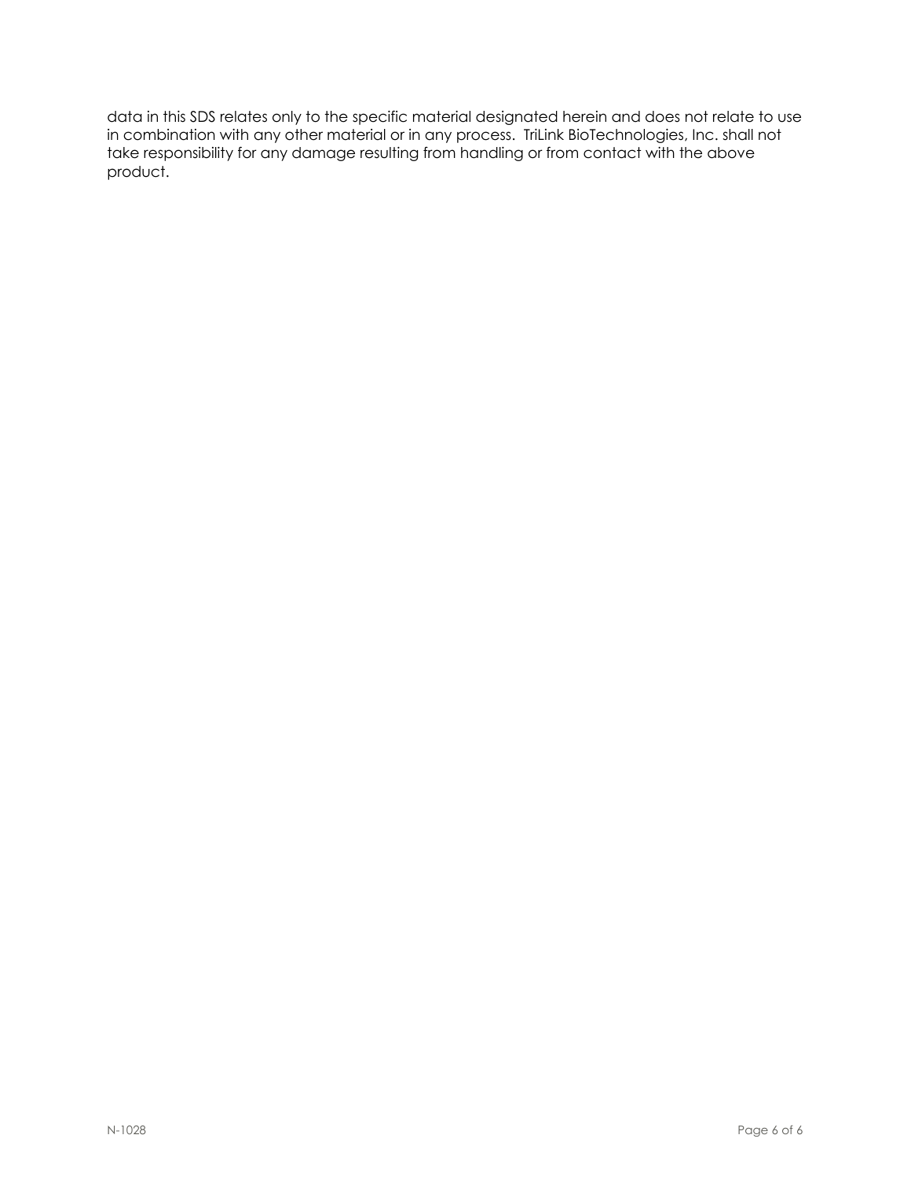data in this SDS relates only to the specific material designated herein and does not relate to use in combination with any other material or in any process. TriLink BioTechnologies, Inc. shall not take responsibility for any damage resulting from handling or from contact with the above product.